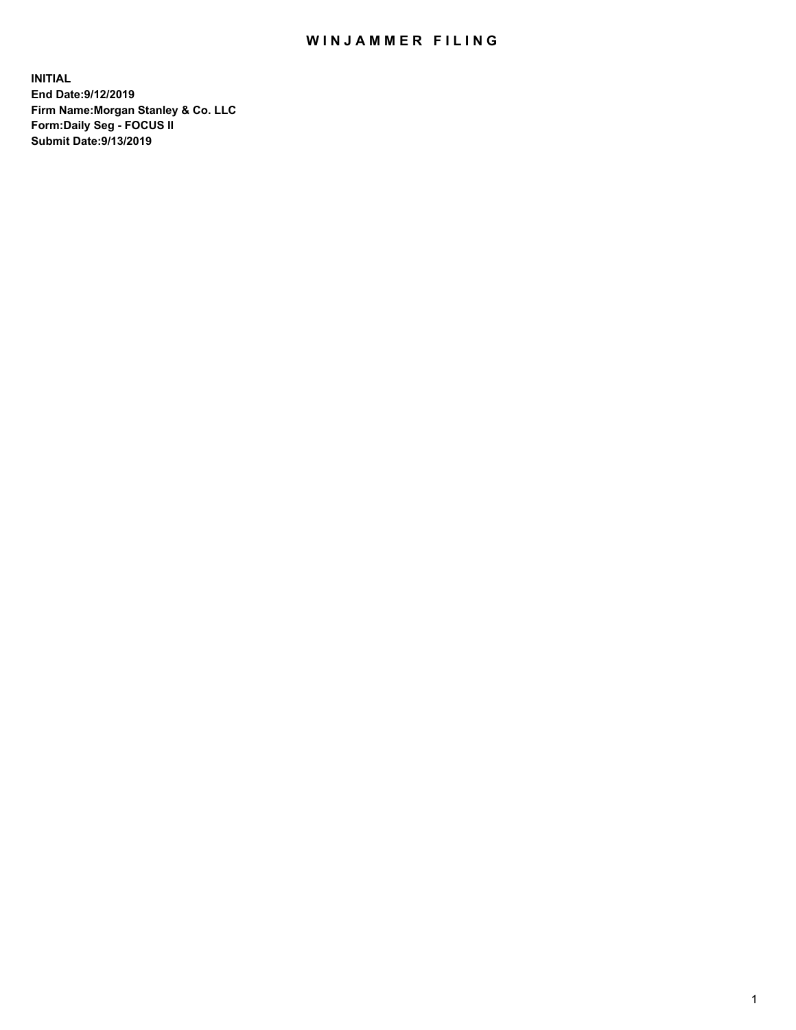# WINJAMMER FILING

**INITIAL**
**End Date:9/12/2019**
**Firm Name:Morgan Stanley & Co. LLC**
**Form:Daily Seg - FOCUS II**
**Submit Date:9/13/2019**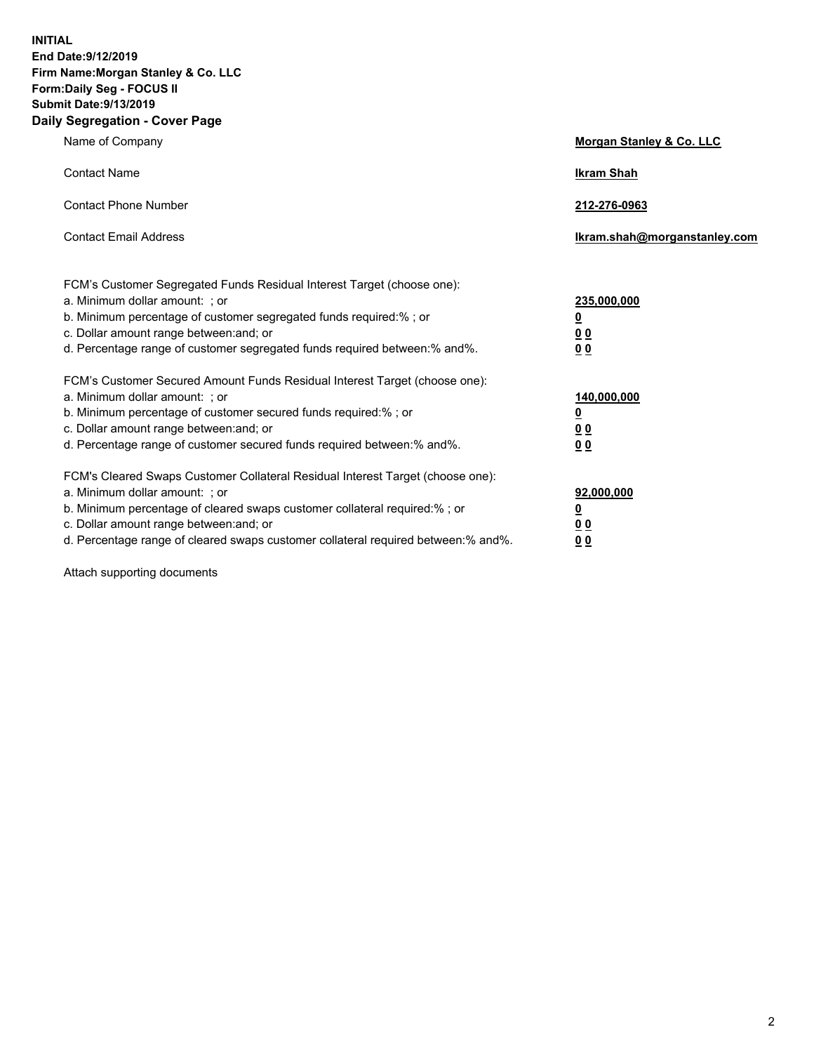**INITIAL**
**End Date:9/12/2019**
**Firm Name:Morgan Stanley & Co. LLC**
**Form:Daily Seg - FOCUS II**
**Submit Date:9/13/2019**

## Daily Segregation - Cover Page

| | |
|---|---|
| Name of Company | **Morgan Stanley & Co. LLC** |
| Contact Name | **Ikram Shah** |
| Contact Phone Number | **212-276-0963** |
| Contact Email Address | **Ikram.shah@morganstanley.com** |

| | |
|---|---|
| FCM's Customer Segregated Funds Residual Interest Target (choose one): | |
| a. Minimum dollar amount: ; or | **235,000,000** |
| b. Minimum percentage of customer segregated funds required:% ; or | **0** |
| c. Dollar amount range between:and; or | **0 0** |
| d. Percentage range of customer segregated funds required between:% and%. | **0 0** |
| FCM's Customer Secured Amount Funds Residual Interest Target (choose one): | |
| a. Minimum dollar amount: ; or | **140,000,000** |
| b. Minimum percentage of customer secured funds required:% ; or | **0** |
| c. Dollar amount range between:and; or | **0 0** |
| d. Percentage range of customer secured funds required between:% and%. | **0 0** |
| FCM's Cleared Swaps Customer Collateral Residual Interest Target (choose one): | |
| a. Minimum dollar amount: ; or | **92,000,000** |
| b. Minimum percentage of cleared swaps customer collateral required:% ; or | **0** |
| c. Dollar amount range between:and; or | **0 0** |
| d. Percentage range of cleared swaps customer collateral required between:% and%. | **0 0** |

Attach supporting documents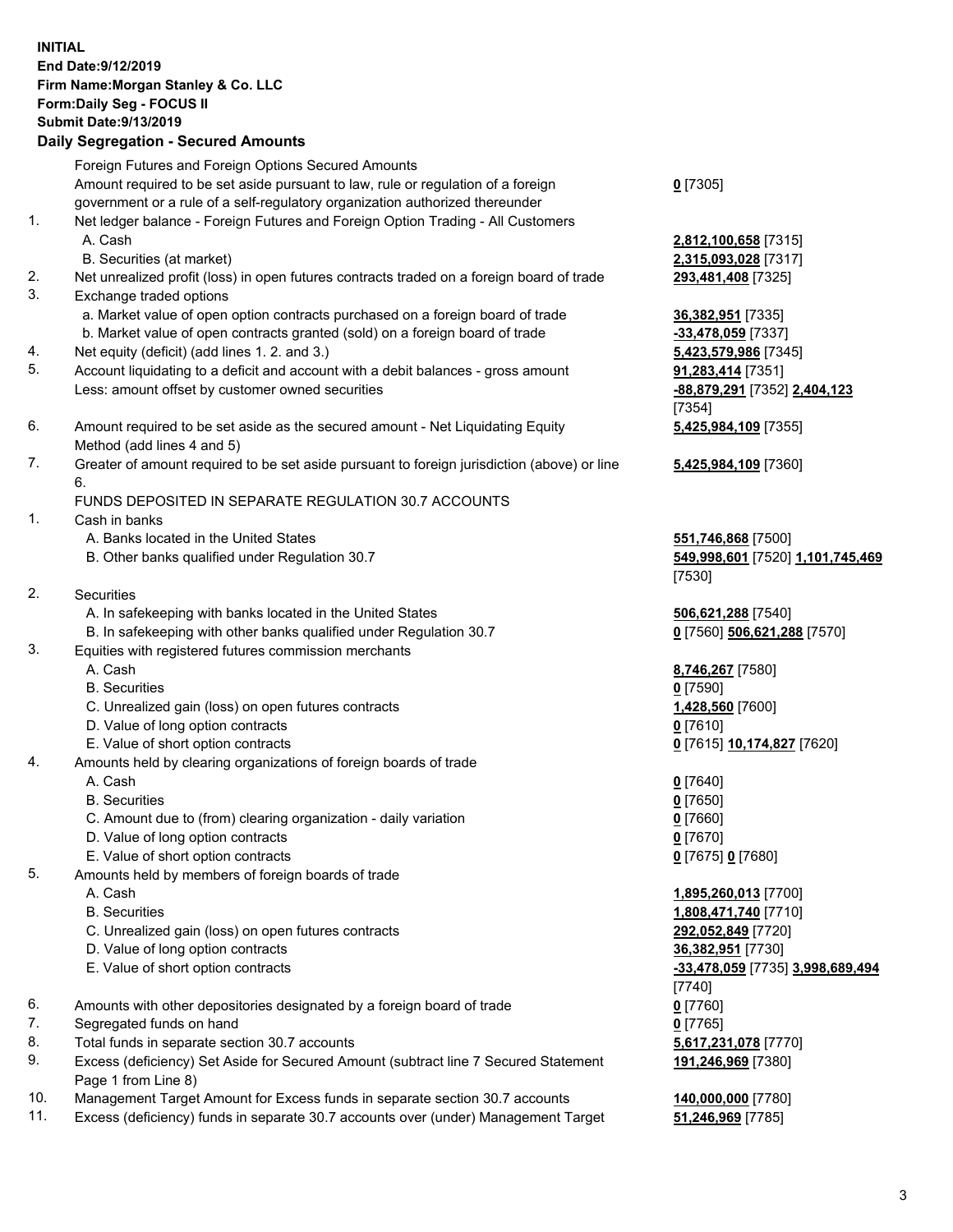**INITIAL**
**End Date:9/12/2019**
**Firm Name:Morgan Stanley & Co. LLC**
**Form:Daily Seg - FOCUS II**
**Submit Date:9/13/2019**

**Daily Segregation - Secured Amounts**

| | | |
|---|---|---|
| | Foreign Futures and Foreign Options Secured Amounts | |
| | Amount required to be set aside pursuant to law, rule or regulation of a foreign government or a rule of a self-regulatory organization authorized thereunder | **0** [7305] |
| 1. | Net ledger balance - Foreign Futures and Foreign Option Trading - All Customers | |
| | A. Cash | **2,812,100,658** [7315] |
| | B. Securities (at market) | **2,315,093,028** [7317] |
| 2. | Net unrealized profit (loss) in open futures contracts traded on a foreign board of trade | **293,481,408** [7325] |
| 3. | Exchange traded options | |
| | a. Market value of open option contracts purchased on a foreign board of trade | **36,382,951** [7335] |
| | b. Market value of open contracts granted (sold) on a foreign board of trade | **-33,478,059** [7337] |
| 4. | Net equity (deficit) (add lines 1. 2. and 3.) | **5,423,579,986** [7345] |
| 5. | Account liquidating to a deficit and account with a debit balances - gross amount | **91,283,414** [7351] |
| | Less: amount offset by customer owned securities | **-88,879,291** [7352] **2,404,123** [7354] |
| 6. | Amount required to be set aside as the secured amount - Net Liquidating Equity Method (add lines 4 and 5) | **5,425,984,109** [7355] |
| 7. | Greater of amount required to be set aside pursuant to foreign jurisdiction (above) or line 6. | **5,425,984,109** [7360] |
| | FUNDS DEPOSITED IN SEPARATE REGULATION 30.7 ACCOUNTS | |
| 1. | Cash in banks | |
| | A. Banks located in the United States | **551,746,868** [7500] |
| | B. Other banks qualified under Regulation 30.7 | **549,998,601** [7520] **1,101,745,469** [7530] |
| 2. | Securities | |
| | A. In safekeeping with banks located in the United States | **506,621,288** [7540] |
| | B. In safekeeping with other banks qualified under Regulation 30.7 | **0** [7560] **506,621,288** [7570] |
| 3. | Equities with registered futures commission merchants | |
| | A. Cash | **8,746,267** [7580] |
| | B. Securities | **0** [7590] |
| | C. Unrealized gain (loss) on open futures contracts | **1,428,560** [7600] |
| | D. Value of long option contracts | **0** [7610] |
| | E. Value of short option contracts | **0** [7615] **10,174,827** [7620] |
| 4. | Amounts held by clearing organizations of foreign boards of trade | |
| | A. Cash | **0** [7640] |
| | B. Securities | **0** [7650] |
| | C. Amount due to (from) clearing organization - daily variation | **0** [7660] |
| | D. Value of long option contracts | **0** [7670] |
| | E. Value of short option contracts | **0** [7675] **0** [7680] |
| 5. | Amounts held by members of foreign boards of trade | |
| | A. Cash | **1,895,260,013** [7700] |
| | B. Securities | **1,808,471,740** [7710] |
| | C. Unrealized gain (loss) on open futures contracts | **292,052,849** [7720] |
| | D. Value of long option contracts | **36,382,951** [7730] |
| | E. Value of short option contracts | **-33,478,059** [7735] **3,998,689,494** [7740] |
| 6. | Amounts with other depositories designated by a foreign board of trade | **0** [7760] |
| 7. | Segregated funds on hand | **0** [7765] |
| 8. | Total funds in separate section 30.7 accounts | **5,617,231,078** [7770] |
| 9. | Excess (deficiency) Set Aside for Secured Amount (subtract line 7 Secured Statement Page 1 from Line 8) | **191,246,969** [7380] |
| 10. | Management Target Amount for Excess funds in separate section 30.7 accounts | **140,000,000** [7780] |
| 11. | Excess (deficiency) funds in separate 30.7 accounts over (under) Management Target | **51,246,969** [7785] |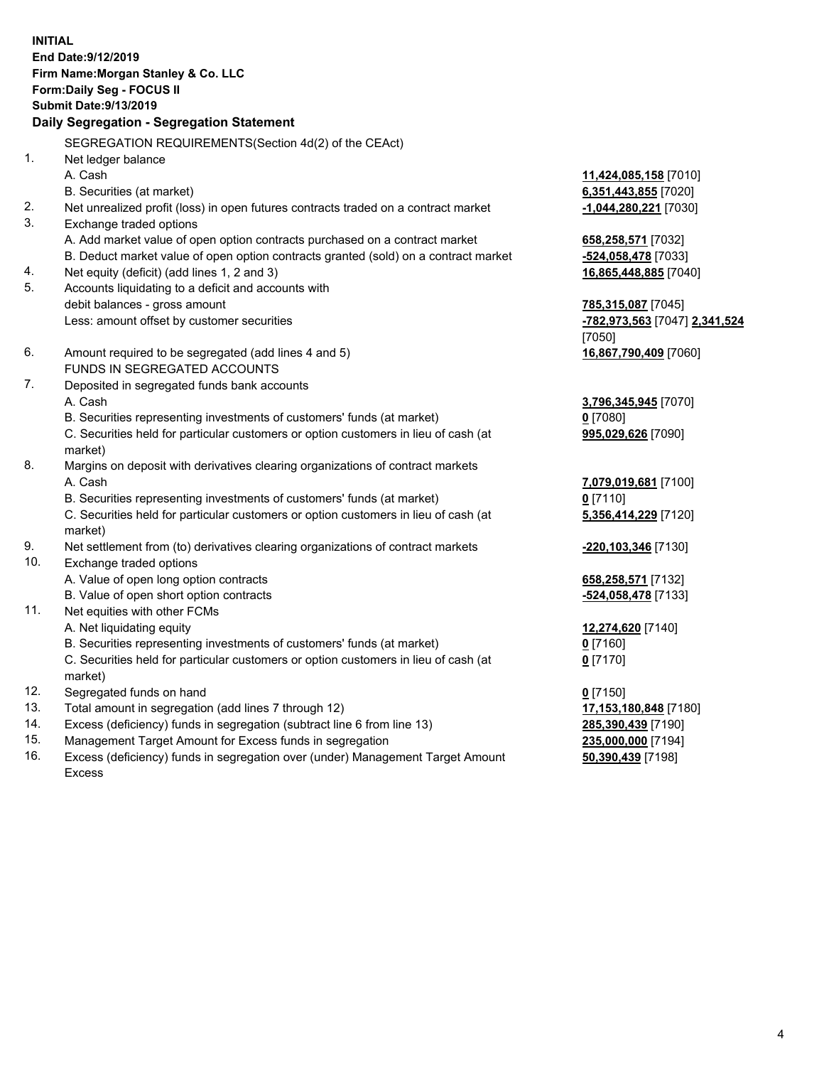**INITIAL**
**End Date:9/12/2019**
**Firm Name:Morgan Stanley & Co. LLC**
**Form:Daily Seg - FOCUS II**
**Submit Date:9/13/2019**
**Daily Segregation - Segregation Statement**

SEGREGATION REQUIREMENTS(Section 4d(2) of the CEAct)

| | | |
|---|---|---|
| 1. | Net ledger balance | |
| | A. Cash | **11,424,085,158** [7010] |
| | B. Securities (at market) | **6,351,443,855** [7020] |
| 2. | Net unrealized profit (loss) in open futures contracts traded on a contract market | **-1,044,280,221** [7030] |
| 3. | Exchange traded options | |
| | A. Add market value of open option contracts purchased on a contract market | **658,258,571** [7032] |
| | B. Deduct market value of open option contracts granted (sold) on a contract market | **-524,058,478** [7033] |
| 4. | Net equity (deficit) (add lines 1, 2 and 3) | **16,865,448,885** [7040] |
| 5. | Accounts liquidating to a deficit and accounts with debit balances - gross amount | **785,315,087** [7045] |
| | Less: amount offset by customer securities | **-782,973,563** [7047] **2,341,524** [7050] |
| 6. | Amount required to be segregated (add lines 4 and 5) | **16,867,790,409** [7060] |
| | FUNDS IN SEGREGATED ACCOUNTS | |
| 7. | Deposited in segregated funds bank accounts | |
| | A. Cash | **3,796,345,945** [7070] |
| | B. Securities representing investments of customers' funds (at market) | **0** [7080] |
| | C. Securities held for particular customers or option customers in lieu of cash (at market) | **995,029,626** [7090] |
| 8. | Margins on deposit with derivatives clearing organizations of contract markets | |
| | A. Cash | **7,079,019,681** [7100] |
| | B. Securities representing investments of customers' funds (at market) | **0** [7110] |
| | C. Securities held for particular customers or option customers in lieu of cash (at market) | **5,356,414,229** [7120] |
| 9. | Net settlement from (to) derivatives clearing organizations of contract markets | **-220,103,346** [7130] |
| 10. | Exchange traded options | |
| | A. Value of open long option contracts | **658,258,571** [7132] |
| | B. Value of open short option contracts | **-524,058,478** [7133] |
| 11. | Net equities with other FCMs | |
| | A. Net liquidating equity | **12,274,620** [7140] |
| | B. Securities representing investments of customers' funds (at market) | **0** [7160] |
| | C. Securities held for particular customers or option customers in lieu of cash (at market) | **0** [7170] |
| 12. | Segregated funds on hand | **0** [7150] |
| 13. | Total amount in segregation (add lines 7 through 12) | **17,153,180,848** [7180] |
| 14. | Excess (deficiency) funds in segregation (subtract line 6 from line 13) | **285,390,439** [7190] |
| 15. | Management Target Amount for Excess funds in segregation | **235,000,000** [7194] |
| 16. | Excess (deficiency) funds in segregation over (under) Management Target Amount Excess | **50,390,439** [7198] |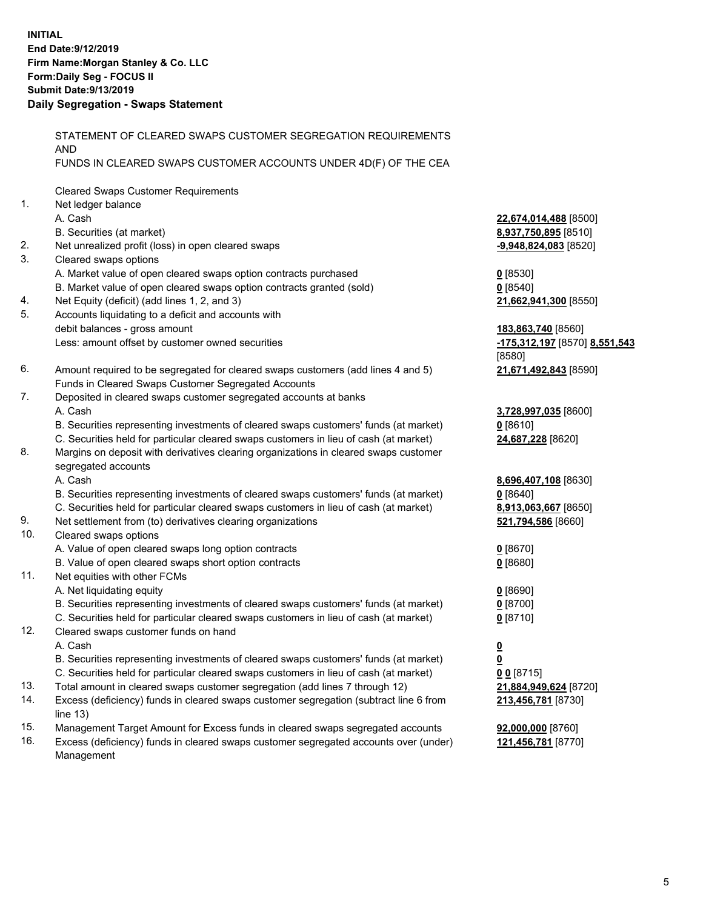**INITIAL**
**End Date:9/12/2019**
**Firm Name:Morgan Stanley & Co. LLC**
**Form:Daily Seg - FOCUS II**
**Submit Date:9/13/2019**
**Daily Segregation - Swaps Statement**

STATEMENT OF CLEARED SWAPS CUSTOMER SEGREGATION REQUIREMENTS AND FUNDS IN CLEARED SWAPS CUSTOMER ACCOUNTS UNDER 4D(F) OF THE CEA

| | | |
|---|---|---|
| | Cleared Swaps Customer Requirements | |
| 1. | Net ledger balance | |
| | A. Cash | **22,674,014,488** [8500] |
| | B. Securities (at market) | **8,937,750,895** [8510] |
| 2. | Net unrealized profit (loss) in open cleared swaps | **-9,948,824,083** [8520] |
| 3. | Cleared swaps options | |
| | A. Market value of open cleared swaps option contracts purchased | **0** [8530] |
| | B. Market value of open cleared swaps option contracts granted (sold) | **0** [8540] |
| 4. | Net Equity (deficit) (add lines 1, 2, and 3) | **21,662,941,300** [8550] |
| 5. | Accounts liquidating to a deficit and accounts with debit balances - gross amount | **183,863,740** [8560] |
| | Less: amount offset by customer owned securities | **-175,312,197** [8570] **8,551,543** [8580] |
| 6. | Amount required to be segregated for cleared swaps customers (add lines 4 and 5) | **21,671,492,843** [8590] |
| | Funds in Cleared Swaps Customer Segregated Accounts | |
| 7. | Deposited in cleared swaps customer segregated accounts at banks | |
| | A. Cash | **3,728,997,035** [8600] |
| | B. Securities representing investments of cleared swaps customers' funds (at market) | **0** [8610] |
| | C. Securities held for particular cleared swaps customers in lieu of cash (at market) | **24,687,228** [8620] |
| 8. | Margins on deposit with derivatives clearing organizations in cleared swaps customer segregated accounts | |
| | A. Cash | **8,696,407,108** [8630] |
| | B. Securities representing investments of cleared swaps customers' funds (at market) | **0** [8640] |
| | C. Securities held for particular cleared swaps customers in lieu of cash (at market) | **8,913,063,667** [8650] |
| 9. | Net settlement from (to) derivatives clearing organizations | **521,794,586** [8660] |
| 10. | Cleared swaps options | |
| | A. Value of open cleared swaps long option contracts | **0** [8670] |
| | B. Value of open cleared swaps short option contracts | **0** [8680] |
| 11. | Net equities with other FCMs | |
| | A. Net liquidating equity | **0** [8690] |
| | B. Securities representing investments of cleared swaps customers' funds (at market) | **0** [8700] |
| | C. Securities held for particular cleared swaps customers in lieu of cash (at market) | **0** [8710] |
| 12. | Cleared swaps customer funds on hand | |
| | A. Cash | **0** |
| | B. Securities representing investments of cleared swaps customers' funds (at market) | **0** |
| | C. Securities held for particular cleared swaps customers in lieu of cash (at market) | **0** **0** [8715] |
| 13. | Total amount in cleared swaps customer segregation (add lines 7 through 12) | **21,884,949,624** [8720] |
| 14. | Excess (deficiency) funds in cleared swaps customer segregation (subtract line 6 from line 13) | **213,456,781** [8730] |
| 15. | Management Target Amount for Excess funds in cleared swaps segregated accounts | **92,000,000** [8760] |
| 16. | Excess (deficiency) funds in cleared swaps customer segregated accounts over (under) Management | **121,456,781** [8770] |